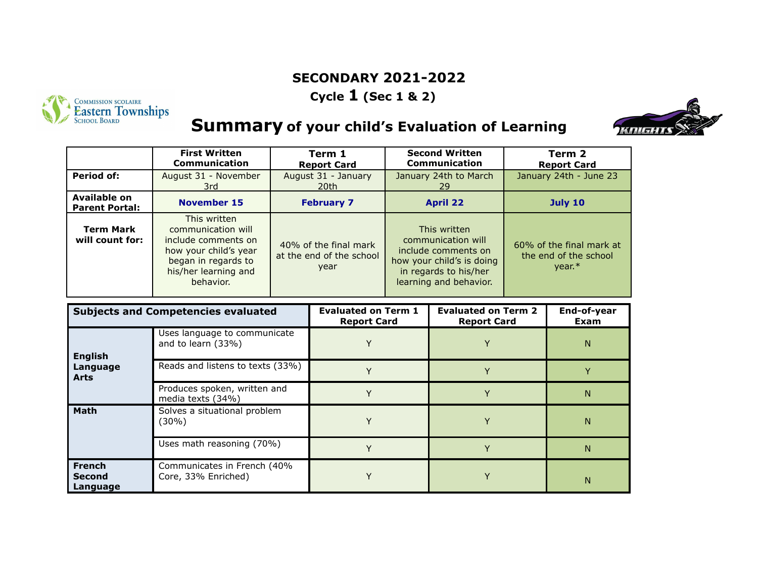# SECONDARY 2021-2022

## Cycle 1 (Sec 1 & 2)

# Summary of your child's Evaluation of Learning

| | First Written Communication | Term 1 Report Card | Second Written Communication | Term 2 Report Card |
|---|---|---|---|---|
| **Period of:** | August 31 - November 3rd | August 31 - January 20th | January 24th to March 29 | January 24th - June 23 |
| **Available on Parent Portal:** | **November 15** | **February 7** | **April 22** | **July 10** |
| **Term Mark will count for:** | This written communication will include comments on how your child's year began in regards to his/her learning and behavior. | 40% of the final mark at the end of the school year | This written communication will include comments on how your child's is doing in regards to his/her learning and behavior. | 60% of the final mark at the end of the school year.* |

| Subjects and Competencies evaluated | | Evaluated on Term 1 Report Card | Evaluated on Term 2 Report Card | End-of-year Exam |
|---|---|---|---|---|
| **English Language Arts** | Uses language to communicate and to learn (33%) | Y | Y | N |
| | Reads and listens to texts (33%) | Y | Y | Y |
| | Produces spoken, written and media texts (34%) | Y | Y | N |
| **Math** | Solves a situational problem (30%) | Y | Y | N |
| | Uses math reasoning (70%) | Y | Y | N |
| **French Second Language** | Communicates in French (40% Core, 33% Enriched) | Y | Y | N |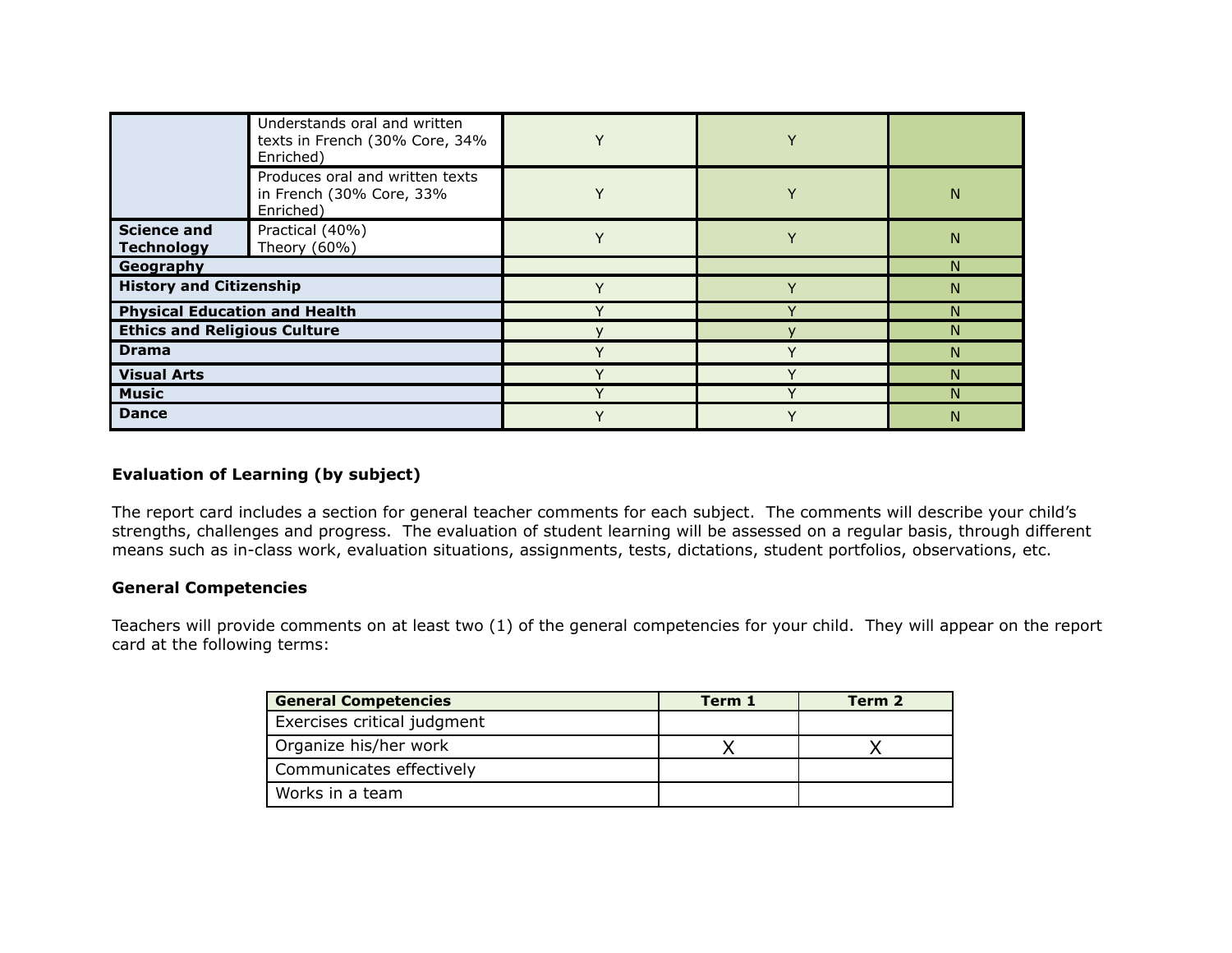| | | | | |
|---|---|---|---|---|
| | Understands oral and written texts in French (30% Core, 34% Enriched) | Y | Y | |
| | Produces oral and written texts in French (30% Core, 33% Enriched) | Y | Y | N |
| **Science and Technology** | Practical (40%) Theory (60%) | Y | Y | N |
| **Geography** | | | | N |
| **History and Citizenship** | | Y | Y | N |
| **Physical Education and Health** | | Y | Y | N |
| **Ethics and Religious Culture** | | y | y | N |
| **Drama** | | Y | Y | N |
| **Visual Arts** | | Y | Y | N |
| **Music** | | Y | Y | N |
| **Dance** | | Y | Y | N |

**Evaluation of Learning (by subject)**

The report card includes a section for general teacher comments for each subject. The comments will describe your child's strengths, challenges and progress. The evaluation of student learning will be assessed on a regular basis, through different means such as in-class work, evaluation situations, assignments, tests, dictations, student portfolios, observations, etc.

**General Competencies**

Teachers will provide comments on at least two (1) of the general competencies for your child. They will appear on the report card at the following terms:

| **General Competencies** | **Term 1** | **Term 2** |
|---|---|---|
| Exercises critical judgment | | |
| Organize his/her work | X | X |
| Communicates effectively | | |
| Works in a team | | |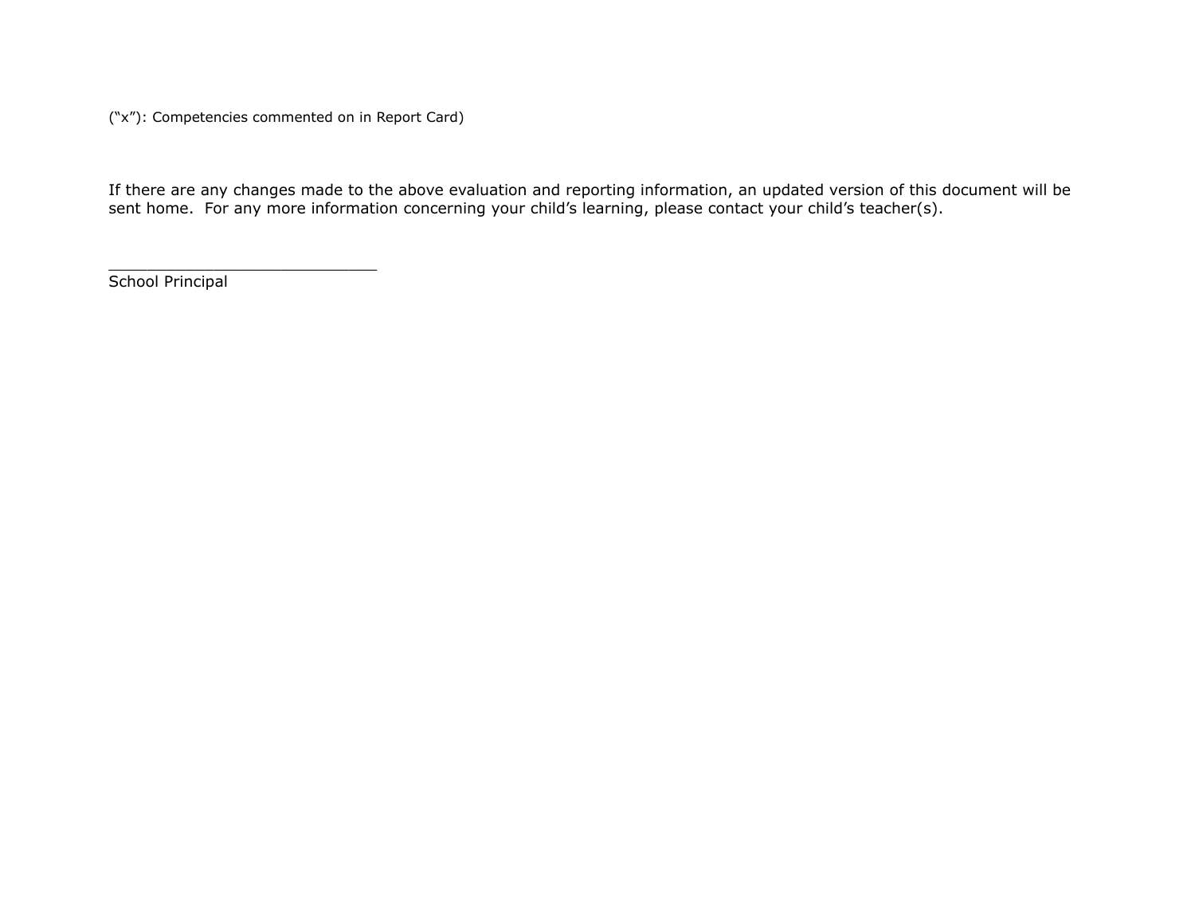(“x”): Competencies commented on in Report Card)

If there are any changes made to the above evaluation and reporting information, an updated version of this document will be sent home.  For any more information concerning your child’s learning, please contact your child’s teacher(s).

_____________________________
School Principal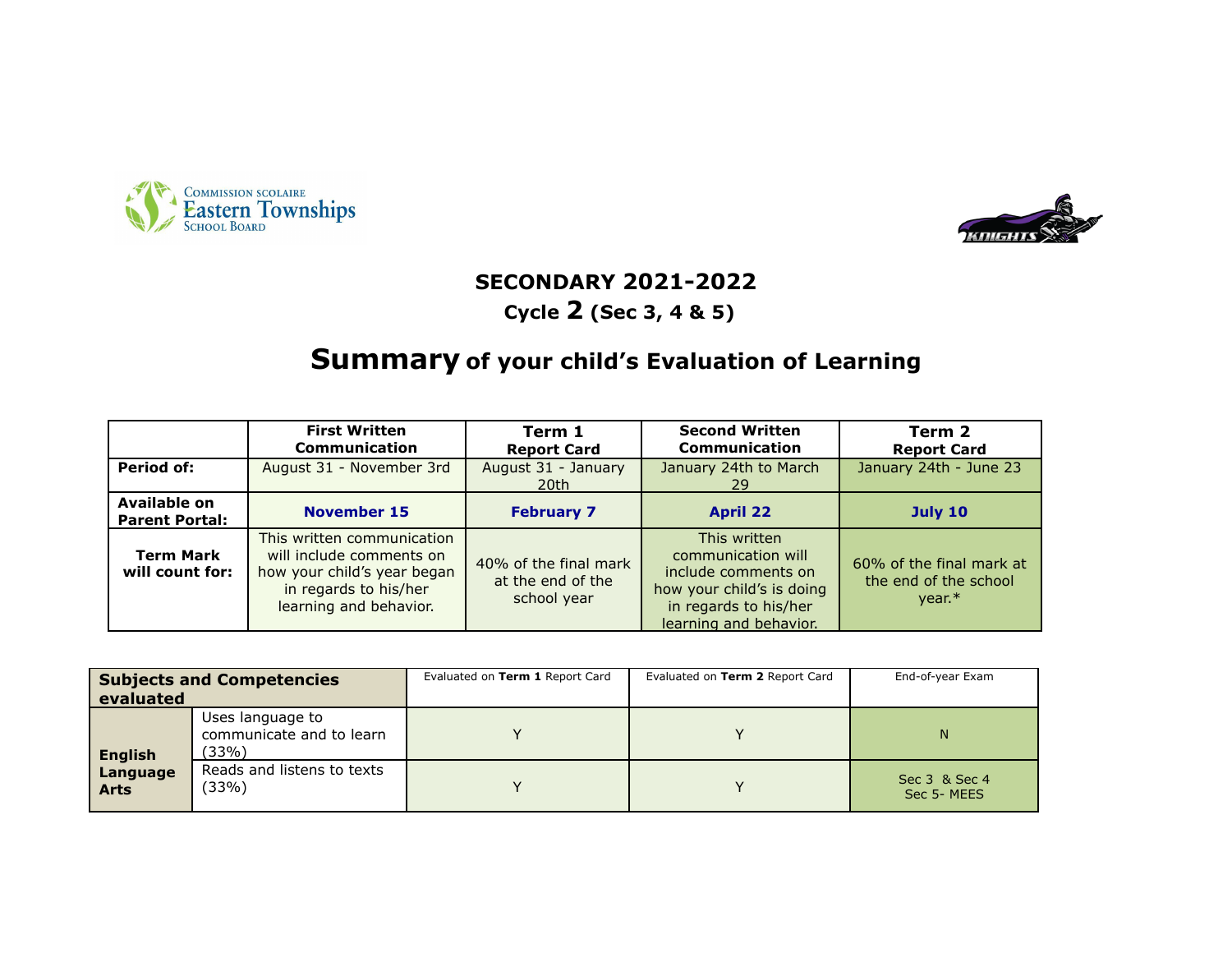# SECONDARY 2021-2022

## Cycle 2 (Sec 3, 4 & 5)

## Summary of your child's Evaluation of Learning

| | First Written Communication | Term 1 Report Card | Second Written Communication | Term 2 Report Card |
|---|---|---|---|---|
| **Period of:** | August 31 - November 3rd | August 31 - January 20th | January 24th to March 29 | January 24th - June 23 |
| **Available on Parent Portal:** | **November 15** | **February 7** | **April 22** | **July 10** |
| **Term Mark will count for:** | This written communication will include comments on how your child's year began in regards to his/her learning and behavior. | 40% of the final mark at the end of the school year | This written communication will include comments on how your child's is doing in regards to his/her learning and behavior. | 60% of the final mark at the end of the school year.* |

| **Subjects and Competencies evaluated** | | Evaluated on **Term 1** Report Card | Evaluated on **Term 2** Report Card | End-of-year Exam |
|---|---|---|---|---|
| **English Language Arts** | Uses language to communicate and to learn (33%) | Y | Y | N |
| | Reads and listens to texts (33%) | Y | Y | Sec 3 & Sec 4<br>Sec 5- MEES |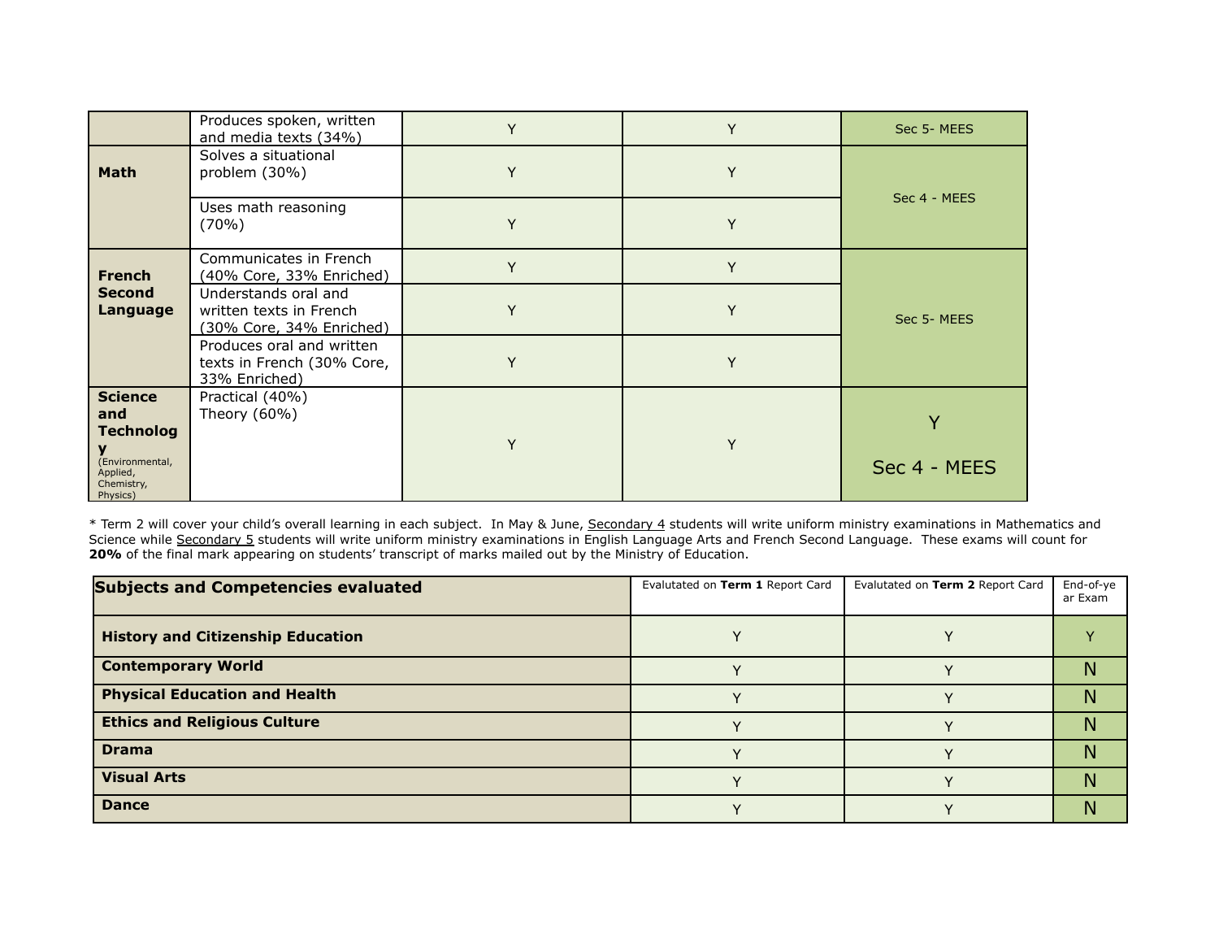| | | | | |
|---|---|---|---|---|
| | Produces spoken, written and media texts (34%) | Y | Y | Sec 5- MEES |
| **Math** | Solves a situational problem (30%) | Y | Y | Sec 4 - MEES |
| | Uses math reasoning (70%) | Y | Y | |
| **French Second Language** | Communicates in French (40% Core, 33% Enriched) | Y | Y | Sec 5- MEES |
| | Understands oral and written texts in French (30% Core, 34% Enriched) | Y | Y | |
| | Produces oral and written texts in French (30% Core, 33% Enriched) | Y | Y | |
| **Science and Technology** (Environmental, Applied, Chemistry, Physics) | Practical (40%) Theory (60%) | Y | Y | Y Sec 4 - MEES |

\* Term 2 will cover your child's overall learning in each subject. In May & June, Secondary 4 students will write uniform ministry examinations in Mathematics and Science while Secondary 5 students will write uniform ministry examinations in English Language Arts and French Second Language. These exams will count for **20%** of the final mark appearing on students' transcript of marks mailed out by the Ministry of Education.

| **Subjects and Competencies evaluated** | Evalutated on **Term 1** Report Card | Evalutated on **Term 2** Report Card | End-of-year Exam |
|---|---|---|---|
| **History and Citizenship Education** | Y | Y | Y |
| **Contemporary World** | Y | Y | N |
| **Physical Education and Health** | Y | Y | N |
| **Ethics and Religious Culture** | Y | Y | N |
| **Drama** | Y | Y | N |
| **Visual Arts** | Y | Y | N |
| **Dance** | Y | Y | N |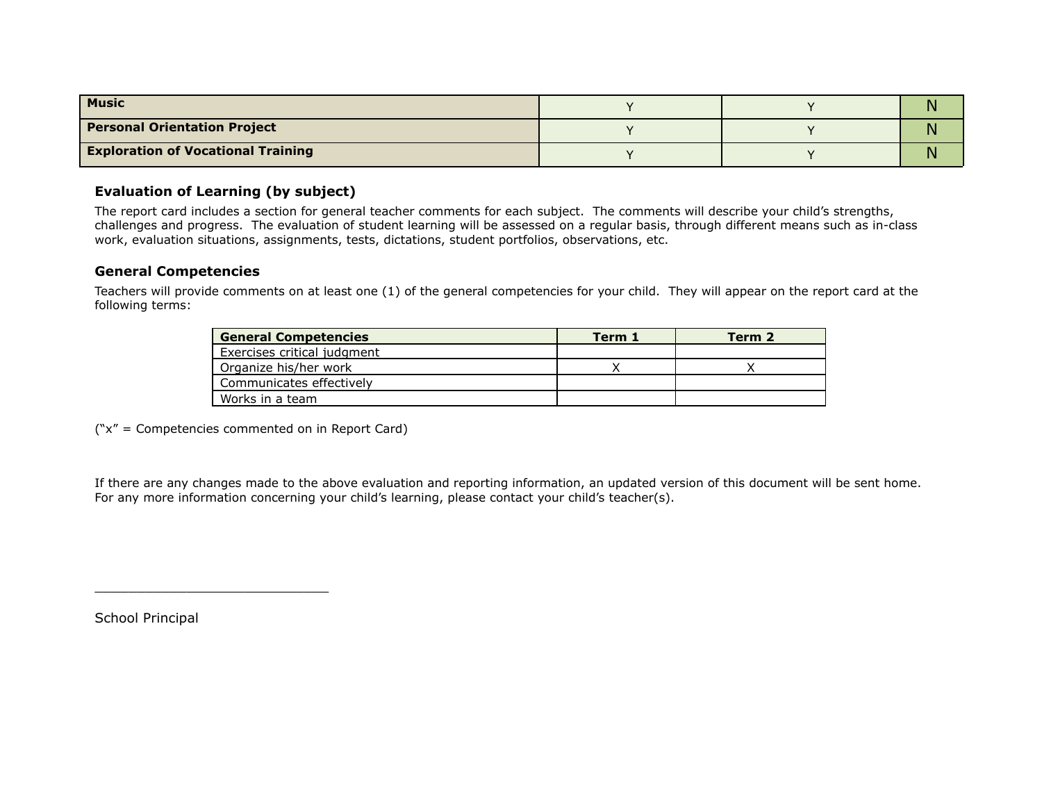| | | | |
|---|---|---|---|
| **Music** | Y | Y | N |
| **Personal Orientation Project** | Y | Y | N |
| **Exploration of Vocational Training** | Y | Y | N |

### Evaluation of Learning (by subject)

The report card includes a section for general teacher comments for each subject. The comments will describe your child's strengths, challenges and progress. The evaluation of student learning will be assessed on a regular basis, through different means such as in-class work, evaluation situations, assignments, tests, dictations, student portfolios, observations, etc.

### General Competencies

Teachers will provide comments on at least one (1) of the general competencies for your child. They will appear on the report card at the following terms:

| General Competencies | Term 1 | Term 2 |
|---|---|---|
| Exercises critical judgment | | |
| Organize his/her work | X | X |
| Communicates effectively | | |
| Works in a team | | |

("x" = Competencies commented on in Report Card)

If there are any changes made to the above evaluation and reporting information, an updated version of this document will be sent home. For any more information concerning your child's learning, please contact your child's teacher(s).

______________________________

School Principal